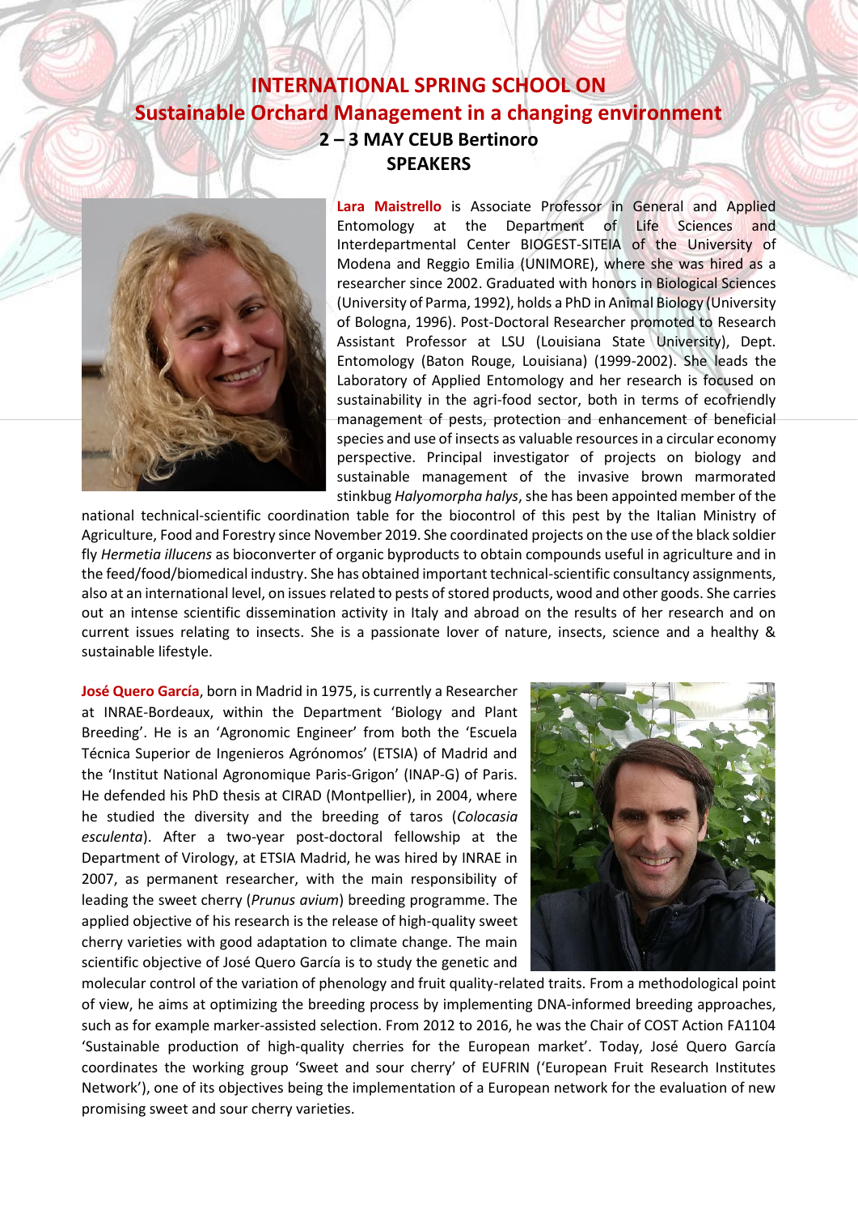# INTERNATIONAL SPRING SCHOOL ON Sustainable Orchard Management in a changing environment

## 2 – 3 MAY CEUB Bertinoro

## SPEAKERS

**Lara Maistrello** is Associate Professor in General and Applied Entomology at the Department of Life Sciences and Interdepartmental Center BIOGEST-SITEIA of the University of Modena and Reggio Emilia (UNIMORE), where she was hired as a researcher since 2002. Graduated with honors in Biological Sciences (University of Parma, 1992), holds a PhD in Animal Biology (University of Bologna, 1996). Post-Doctoral Researcher promoted to Research Assistant Professor at LSU (Louisiana State University), Dept. Entomology (Baton Rouge, Louisiana) (1999-2002). She leads the Laboratory of Applied Entomology and her research is focused on sustainability in the agri-food sector, both in terms of ecofriendly management of pests, protection and enhancement of beneficial species and use of insects as valuable resources in a circular economy perspective. Principal investigator of projects on biology and sustainable management of the invasive brown marmorated stinkbug *Halyomorpha halys*, she has been appointed member of the national technical-scientific coordination table for the biocontrol of this pest by the Italian Ministry of Agriculture, Food and Forestry since November 2019. She coordinated projects on the use of the black soldier fly *Hermetia illucens* as bioconverter of organic byproducts to obtain compounds useful in agriculture and in the feed/food/biomedical industry. She has obtained important technical-scientific consultancy assignments, also at an international level, on issues related to pests of stored products, wood and other goods. She carries out an intense scientific dissemination activity in Italy and abroad on the results of her research and on current issues relating to insects. She is a passionate lover of nature, insects, science and a healthy & sustainable lifestyle.

**José Quero García**, born in Madrid in 1975, is currently a Researcher at INRAE-Bordeaux, within the Department 'Biology and Plant Breeding'. He is an 'Agronomic Engineer' from both the 'Escuela Técnica Superior de Ingenieros Agrónomos' (ETSIA) of Madrid and the 'Institut National Agronomique Paris-Grigon' (INAP-G) of Paris. He defended his PhD thesis at CIRAD (Montpellier), in 2004, where he studied the diversity and the breeding of taros (*Colocasia esculenta*). After a two-year post-doctoral fellowship at the Department of Virology, at ETSIA Madrid, he was hired by INRAE in 2007, as permanent researcher, with the main responsibility of leading the sweet cherry (*Prunus avium*) breeding programme. The applied objective of his research is the release of high-quality sweet cherry varieties with good adaptation to climate change. The main scientific objective of José Quero García is to study the genetic and molecular control of the variation of phenology and fruit quality-related traits. From a methodological point of view, he aims at optimizing the breeding process by implementing DNA-informed breeding approaches, such as for example marker-assisted selection. From 2012 to 2016, he was the Chair of COST Action FA1104 'Sustainable production of high-quality cherries for the European market'. Today, José Quero García coordinates the working group 'Sweet and sour cherry' of EUFRIN ('European Fruit Research Institutes Network'), one of its objectives being the implementation of a European network for the evaluation of new promising sweet and sour cherry varieties.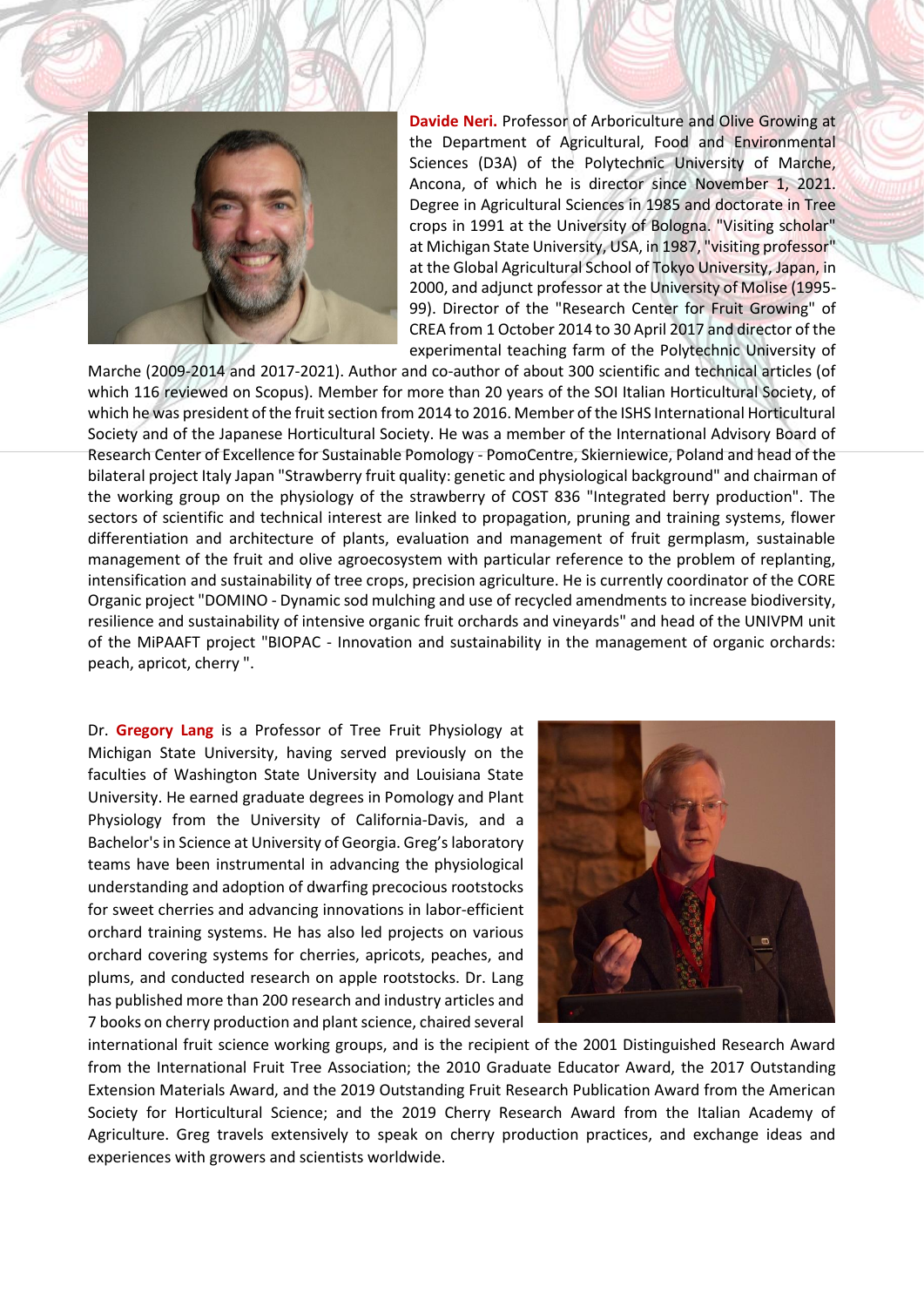**Davide Neri.** Professor of Arboriculture and Olive Growing at the Department of Agricultural, Food and Environmental Sciences (D3A) of the Polytechnic University of Marche, Ancona, of which he is director since November 1, 2021. Degree in Agricultural Sciences in 1985 and doctorate in Tree crops in 1991 at the University of Bologna. "Visiting scholar" at Michigan State University, USA, in 1987, "visiting professor" at the Global Agricultural School of Tokyo University, Japan, in 2000, and adjunct professor at the University of Molise (1995-99). Director of the "Research Center for Fruit Growing" of CREA from 1 October 2014 to 30 April 2017 and director of the experimental teaching farm of the Polytechnic University of Marche (2009-2014 and 2017-2021). Author and co-author of about 300 scientific and technical articles (of which 116 reviewed on Scopus). Member for more than 20 years of the SOI Italian Horticultural Society, of which he was president of the fruit section from 2014 to 2016. Member of the ISHS International Horticultural Society and of the Japanese Horticultural Society. He was a member of the International Advisory Board of Research Center of Excellence for Sustainable Pomology - PomoCentre, Skierniewice, Poland and head of the bilateral project Italy Japan "Strawberry fruit quality: genetic and physiological background" and chairman of the working group on the physiology of the strawberry of COST 836 "Integrated berry production". The sectors of scientific and technical interest are linked to propagation, pruning and training systems, flower differentiation and architecture of plants, evaluation and management of fruit germplasm, sustainable management of the fruit and olive agroecosystem with particular reference to the problem of replanting, intensification and sustainability of tree crops, precision agriculture. He is currently coordinator of the CORE Organic project "DOMINO - Dynamic sod mulching and use of recycled amendments to increase biodiversity, resilience and sustainability of intensive organic fruit orchards and vineyards" and head of the UNIVPM unit of the MiPAAFT project "BIOPAC - Innovation and sustainability in the management of organic orchards: peach, apricot, cherry ".

Dr. **Gregory Lang** is a Professor of Tree Fruit Physiology at Michigan State University, having served previously on the faculties of Washington State University and Louisiana State University. He earned graduate degrees in Pomology and Plant Physiology from the University of California-Davis, and a Bachelor's in Science at University of Georgia. Greg's laboratory teams have been instrumental in advancing the physiological understanding and adoption of dwarfing precocious rootstocks for sweet cherries and advancing innovations in labor-efficient orchard training systems. He has also led projects on various orchard covering systems for cherries, apricots, peaches, and plums, and conducted research on apple rootstocks. Dr. Lang has published more than 200 research and industry articles and 7 books on cherry production and plant science, chaired several international fruit science working groups, and is the recipient of the 2001 Distinguished Research Award from the International Fruit Tree Association; the 2010 Graduate Educator Award, the 2017 Outstanding Extension Materials Award, and the 2019 Outstanding Fruit Research Publication Award from the American Society for Horticultural Science; and the 2019 Cherry Research Award from the Italian Academy of Agriculture. Greg travels extensively to speak on cherry production practices, and exchange ideas and experiences with growers and scientists worldwide.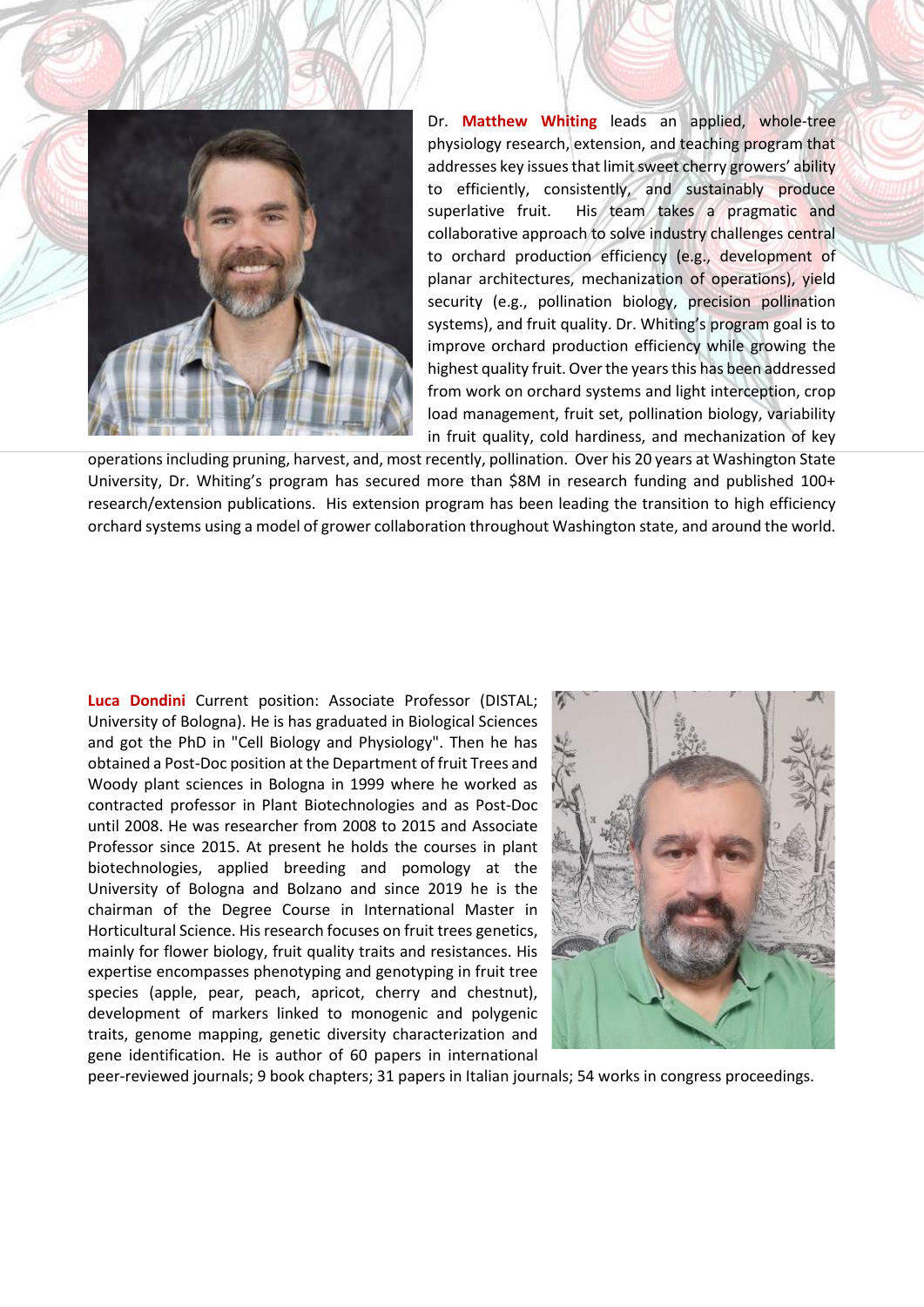Dr. **Matthew Whiting** leads an applied, whole-tree physiology research, extension, and teaching program that addresses key issues that limit sweet cherry growers' ability to efficiently, consistently, and sustainably produce superlative fruit. His team takes a pragmatic and collaborative approach to solve industry challenges central to orchard production efficiency (e.g., development of planar architectures, mechanization of operations), yield security (e.g., pollination biology, precision pollination systems), and fruit quality. Dr. Whiting's program goal is to improve orchard production efficiency while growing the highest quality fruit. Over the years this has been addressed from work on orchard systems and light interception, crop load management, fruit set, pollination biology, variability in fruit quality, cold hardiness, and mechanization of key operations including pruning, harvest, and, most recently, pollination. Over his 20 years at Washington State University, Dr. Whiting's program has secured more than $8M in research funding and published 100+ research/extension publications. His extension program has been leading the transition to high efficiency orchard systems using a model of grower collaboration throughout Washington state, and around the world.

**Luca Dondini** Current position: Associate Professor (DISTAL; University of Bologna). He is has graduated in Biological Sciences and got the PhD in "Cell Biology and Physiology". Then he has obtained a Post-Doc position at the Department of fruit Trees and Woody plant sciences in Bologna in 1999 where he worked as contracted professor in Plant Biotechnologies and as Post-Doc until 2008. He was researcher from 2008 to 2015 and Associate Professor since 2015. At present he holds the courses in plant biotechnologies, applied breeding and pomology at the University of Bologna and Bolzano and since 2019 he is the chairman of the Degree Course in International Master in Horticultural Science. His research focuses on fruit trees genetics, mainly for flower biology, fruit quality traits and resistances. His expertise encompasses phenotyping and genotyping in fruit tree species (apple, pear, peach, apricot, cherry and chestnut), development of markers linked to monogenic and polygenic traits, genome mapping, genetic diversity characterization and gene identification. He is author of 60 papers in international peer-reviewed journals; 9 book chapters; 31 papers in Italian journals; 54 works in congress proceedings.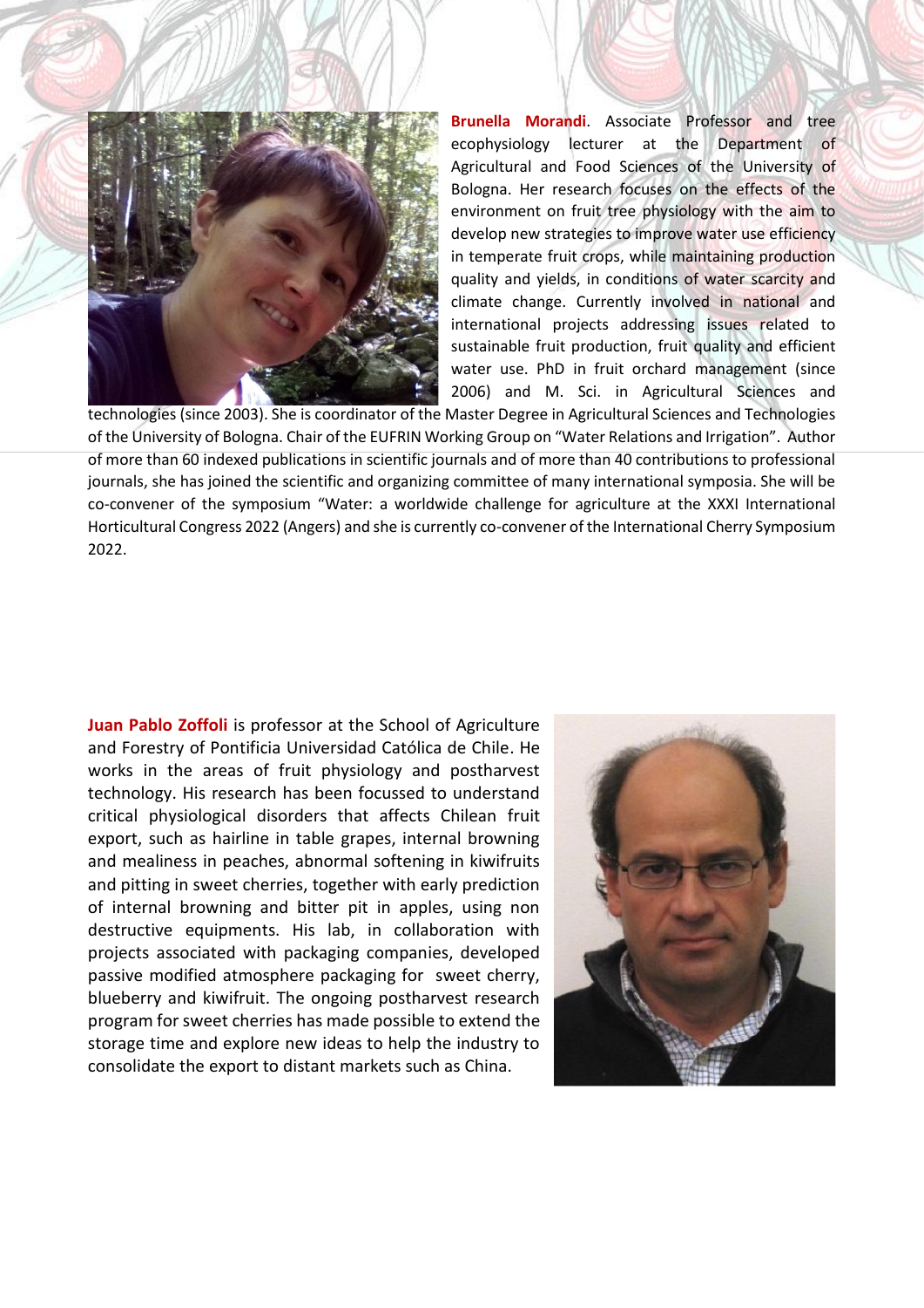**Brunella Morandi**. Associate Professor and tree ecophysiology lecturer at the Department of Agricultural and Food Sciences of the University of Bologna. Her research focuses on the effects of the environment on fruit tree physiology with the aim to develop new strategies to improve water use efficiency in temperate fruit crops, while maintaining production quality and yields, in conditions of water scarcity and climate change. Currently involved in national and international projects addressing issues related to sustainable fruit production, fruit quality and efficient water use. PhD in fruit orchard management (since 2006) and M. Sci. in Agricultural Sciences and technologies (since 2003). She is coordinator of the Master Degree in Agricultural Sciences and Technologies of the University of Bologna. Chair of the EUFRIN Working Group on "Water Relations and Irrigation". Author of more than 60 indexed publications in scientific journals and of more than 40 contributions to professional journals, she has joined the scientific and organizing committee of many international symposia. She will be co-convener of the symposium "Water: a worldwide challenge for agriculture at the XXXI International Horticultural Congress 2022 (Angers) and she is currently co-convener of the International Cherry Symposium 2022.

**Juan Pablo Zoffoli** is professor at the School of Agriculture and Forestry of Pontificia Universidad Católica de Chile. He works in the areas of fruit physiology and postharvest technology. His research has been focussed to understand critical physiological disorders that affects Chilean fruit export, such as hairline in table grapes, internal browning and mealiness in peaches, abnormal softening in kiwifruits and pitting in sweet cherries, together with early prediction of internal browning and bitter pit in apples, using non destructive equipments. His lab, in collaboration with projects associated with packaging companies, developed passive modified atmosphere packaging for sweet cherry, blueberry and kiwifruit. The ongoing postharvest research program for sweet cherries has made possible to extend the storage time and explore new ideas to help the industry to consolidate the export to distant markets such as China.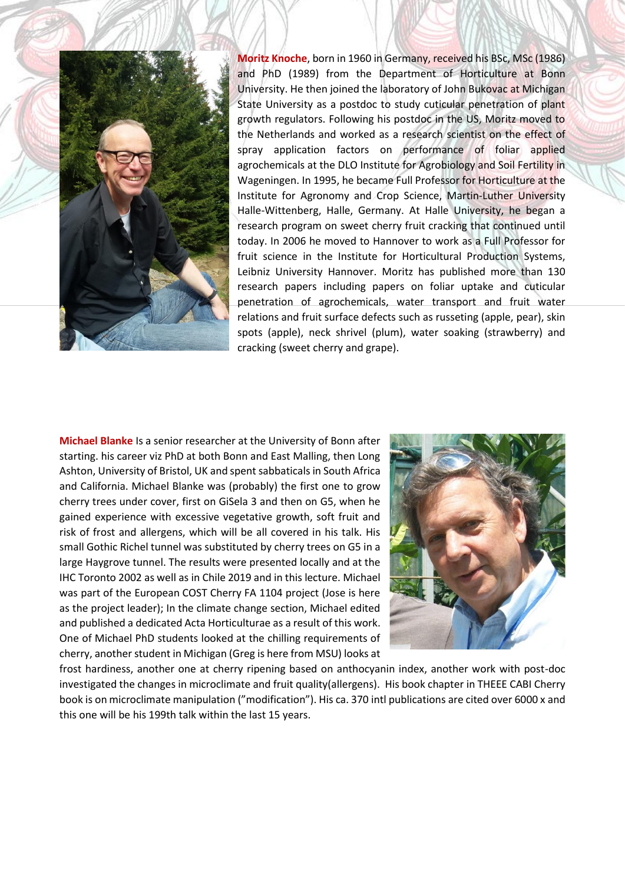**Moritz Knoche**, born in 1960 in Germany, received his BSc, MSc (1986) and PhD (1989) from the Department of Horticulture at Bonn University. He then joined the laboratory of John Bukovac at Michigan State University as a postdoc to study cuticular penetration of plant growth regulators. Following his postdoc in the US, Moritz moved to the Netherlands and worked as a research scientist on the effect of spray application factors on performance of foliar applied agrochemicals at the DLO Institute for Agrobiology and Soil Fertility in Wageningen. In 1995, he became Full Professor for Horticulture at the Institute for Agronomy and Crop Science, Martin-Luther University Halle-Wittenberg, Halle, Germany. At Halle University, he began a research program on sweet cherry fruit cracking that continued until today. In 2006 he moved to Hannover to work as a Full Professor for fruit science in the Institute for Horticultural Production Systems, Leibniz University Hannover. Moritz has published more than 130 research papers including papers on foliar uptake and cuticular penetration of agrochemicals, water transport and fruit water relations and fruit surface defects such as russeting (apple, pear), skin spots (apple), neck shrivel (plum), water soaking (strawberry) and cracking (sweet cherry and grape).

**Michael Blanke** Is a senior researcher at the University of Bonn after starting. his career viz PhD at both Bonn and East Malling, then Long Ashton, University of Bristol, UK and spent sabbaticals in South Africa and California. Michael Blanke was (probably) the first one to grow cherry trees under cover, first on GiSela 3 and then on G5, when he gained experience with excessive vegetative growth, soft fruit and risk of frost and allergens, which will be all covered in his talk. His small Gothic Richel tunnel was substituted by cherry trees on G5 in a large Haygrove tunnel. The results were presented locally and at the IHC Toronto 2002 as well as in Chile 2019 and in this lecture. Michael was part of the European COST Cherry FA 1104 project (Jose is here as the project leader); In the climate change section, Michael edited and published a dedicated Acta Horticulturae as a result of this work. One of Michael PhD students looked at the chilling requirements of cherry, another student in Michigan (Greg is here from MSU) looks at frost hardiness, another one at cherry ripening based on anthocyanin index, another work with post-doc investigated the changes in microclimate and fruit quality(allergens). His book chapter in THEEE CABI Cherry book is on microclimate manipulation ("modification"). His ca. 370 intl publications are cited over 6000 x and this one will be his 199th talk within the last 15 years.